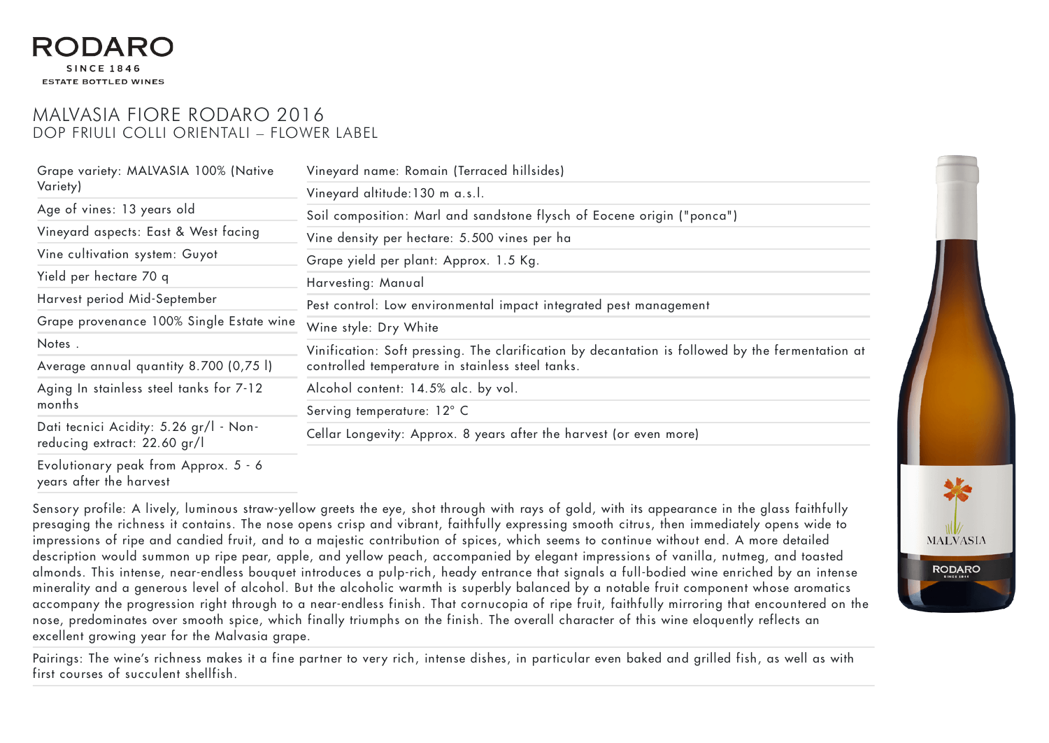# RODARO

SINCE 1846

ESTATE BOTTLED WINES

## MALVASIA FIORE RODARO 2016

### DOP FRIULI COLLI ORIENTALI – FLOWER LABEL

Grape variety: MALVASIA 100% (Native Variety)

Age of vines: 13 years old

Vineyard aspects: East & West facing

Vine cultivation system: Guyot

Yield per hectare 70 q

Harvest period Mid-September

Grape provenance 100% Single Estate wine

Notes .

Average annual quantity 8.700 (0,75 l)

Aging In stainless steel tanks for 7-12 months

Dati tecnici Acidity: 5.26 gr/l - Non-reducing extract: 22.60 gr/l

Evolutionary peak from Approx. 5 - 6 years after the harvest

Vineyard name: Romain (Terraced hillsides)

Vineyard altitude:130 m a.s.l.

Soil composition: Marl and sandstone flysch of Eocene origin ("ponca")

Vine density per hectare: 5.500 vines per ha

Grape yield per plant: Approx. 1.5 Kg.

Harvesting: Manual

Pest control: Low environmental impact integrated pest management

Wine style: Dry White

Vinification: Soft pressing. The clarification by decantation is followed by the fermentation at controlled temperature in stainless steel tanks.

Alcohol content: 14.5% alc. by vol.

Serving temperature: 12° C

Cellar Longevity: Approx. 8 years after the harvest (or even more)

Sensory profile: A lively, luminous straw-yellow greets the eye, shot through with rays of gold, with its appearance in the glass faithfully presaging the richness it contains. The nose opens crisp and vibrant, faithfully expressing smooth citrus, then immediately opens wide to impressions of ripe and candied fruit, and to a majestic contribution of spices, which seems to continue without end. A more detailed description would summon up ripe pear, apple, and yellow peach, accompanied by elegant impressions of vanilla, nutmeg, and toasted almonds. This intense, near-endless bouquet introduces a pulp-rich, heady entrance that signals a full-bodied wine enriched by an intense minerality and a generous level of alcohol. But the alcoholic warmth is superbly balanced by a notable fruit component whose aromatics accompany the progression right through to a near-endless finish. That cornucopia of ripe fruit, faithfully mirroring that encountered on the nose, predominates over smooth spice, which finally triumphs on the finish. The overall character of this wine eloquently reflects an excellent growing year for the Malvasia grape.

Pairings: The wine's richness makes it a fine partner to very rich, intense dishes, in particular even baked and grilled fish, as well as with first courses of succulent shellfish.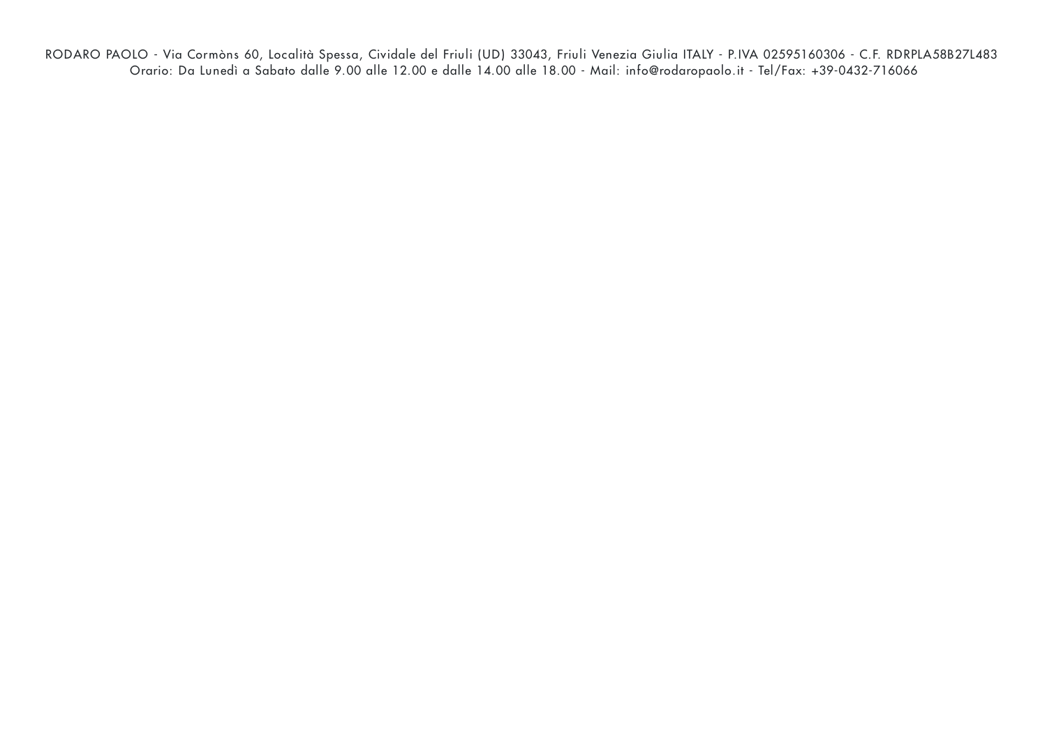RODARO PAOLO - Via Cormòns 60, Località Spessa, Cividale del Friuli (UD) 33043, Friuli Venezia Giulia ITALY - P.IVA 02595160306 - C.F. RDRPLA58B27L483
Orario: Da Lunedì a Sabato dalle 9.00 alle 12.00 e dalle 14.00 alle 18.00 - Mail: info@rodaropaolo.it - Tel/Fax: +39-0432-716066